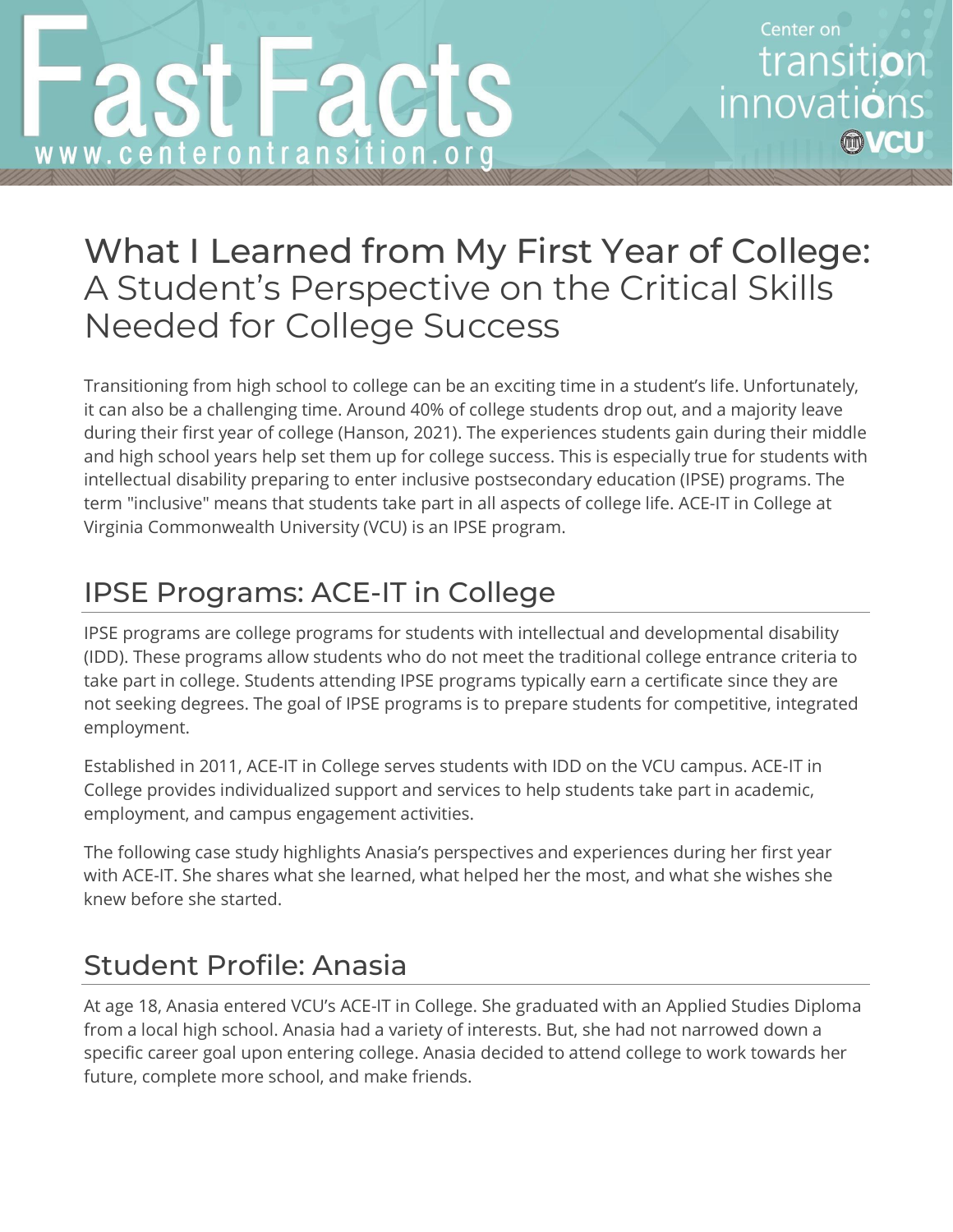# Fast Facts

www.centerontransition.org

Center on transition innovations VCU

# What I Learned from My First Year of College: A Student's Perspective on the Critical Skills Needed for College Success

Transitioning from high school to college can be an exciting time in a student's life. Unfortunately, it can also be a challenging time. Around 40% of college students drop out, and a majority leave during their first year of college (Hanson, 2021). The experiences students gain during their middle and high school years help set them up for college success. This is especially true for students with intellectual disability preparing to enter inclusive postsecondary education (IPSE) programs. The term "inclusive" means that students take part in all aspects of college life. ACE-IT in College at Virginia Commonwealth University (VCU) is an IPSE program.

## IPSE Programs: ACE-IT in College

IPSE programs are college programs for students with intellectual and developmental disability (IDD). These programs allow students who do not meet the traditional college entrance criteria to take part in college. Students attending IPSE programs typically earn a certificate since they are not seeking degrees. The goal of IPSE programs is to prepare students for competitive, integrated employment.

Established in 2011, ACE-IT in College serves students with IDD on the VCU campus. ACE-IT in College provides individualized support and services to help students take part in academic, employment, and campus engagement activities.

The following case study highlights Anasia's perspectives and experiences during her first year with ACE-IT. She shares what she learned, what helped her the most, and what she wishes she knew before she started.

## Student Profile: Anasia

At age 18, Anasia entered VCU's ACE-IT in College. She graduated with an Applied Studies Diploma from a local high school. Anasia had a variety of interests. But, she had not narrowed down a specific career goal upon entering college. Anasia decided to attend college to work towards her future, complete more school, and make friends.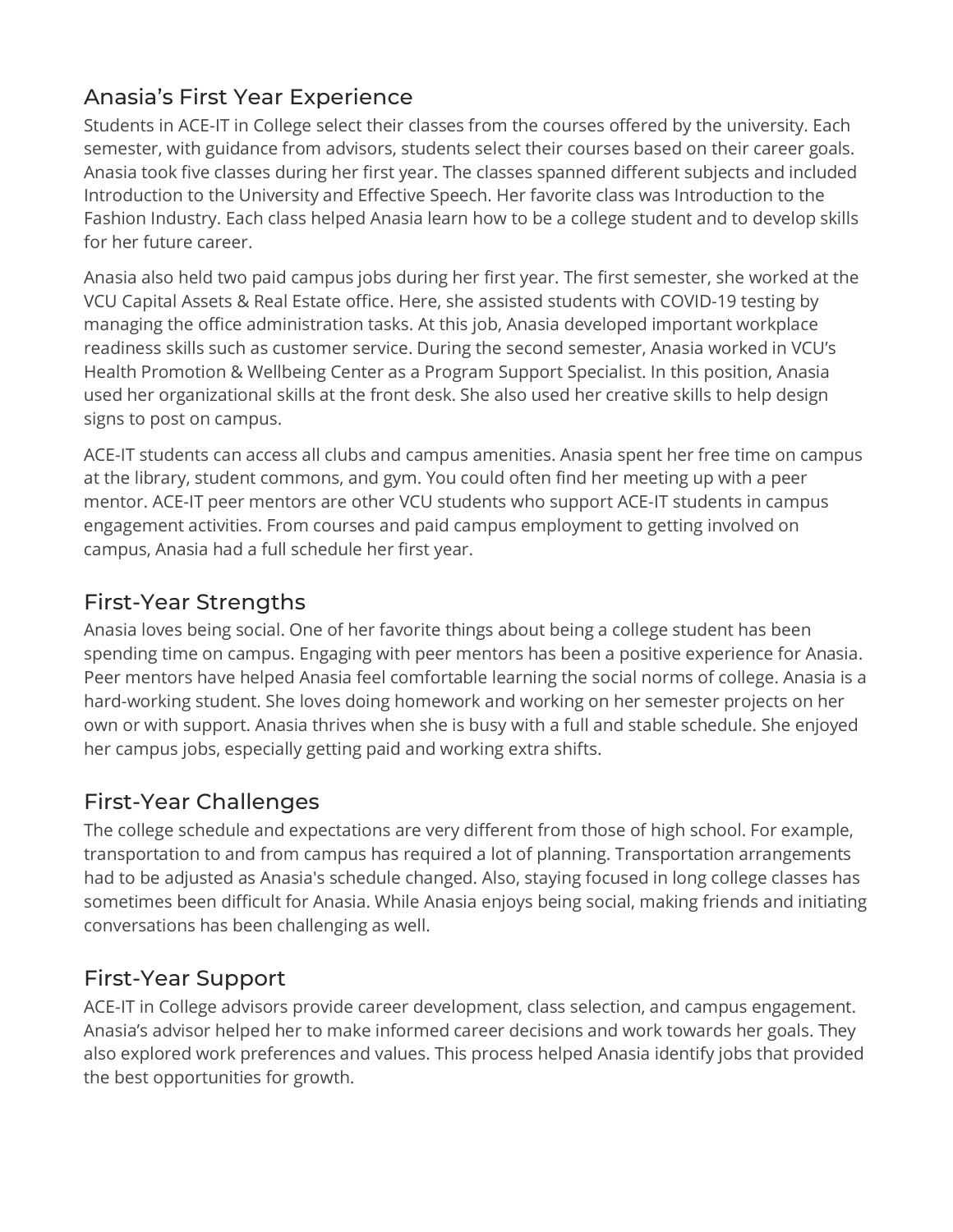## Anasia's First Year Experience

Students in ACE-IT in College select their classes from the courses offered by the university. Each semester, with guidance from advisors, students select their courses based on their career goals. Anasia took five classes during her first year. The classes spanned different subjects and included Introduction to the University and Effective Speech. Her favorite class was Introduction to the Fashion Industry. Each class helped Anasia learn how to be a college student and to develop skills for her future career.

Anasia also held two paid campus jobs during her first year. The first semester, she worked at the VCU Capital Assets & Real Estate office. Here, she assisted students with COVID-19 testing by managing the office administration tasks. At this job, Anasia developed important workplace readiness skills such as customer service. During the second semester, Anasia worked in VCU's Health Promotion & Wellbeing Center as a Program Support Specialist. In this position, Anasia used her organizational skills at the front desk. She also used her creative skills to help design signs to post on campus.

ACE-IT students can access all clubs and campus amenities. Anasia spent her free time on campus at the library, student commons, and gym. You could often find her meeting up with a peer mentor. ACE-IT peer mentors are other VCU students who support ACE-IT students in campus engagement activities. From courses and paid campus employment to getting involved on campus, Anasia had a full schedule her first year.

## First-Year Strengths

Anasia loves being social. One of her favorite things about being a college student has been spending time on campus. Engaging with peer mentors has been a positive experience for Anasia. Peer mentors have helped Anasia feel comfortable learning the social norms of college. Anasia is a hard-working student. She loves doing homework and working on her semester projects on her own or with support. Anasia thrives when she is busy with a full and stable schedule. She enjoyed her campus jobs, especially getting paid and working extra shifts.

## First-Year Challenges

The college schedule and expectations are very different from those of high school. For example, transportation to and from campus has required a lot of planning. Transportation arrangements had to be adjusted as Anasia's schedule changed. Also, staying focused in long college classes has sometimes been difficult for Anasia. While Anasia enjoys being social, making friends and initiating conversations has been challenging as well.

## First-Year Support

ACE-IT in College advisors provide career development, class selection, and campus engagement. Anasia's advisor helped her to make informed career decisions and work towards her goals. They also explored work preferences and values. This process helped Anasia identify jobs that provided the best opportunities for growth.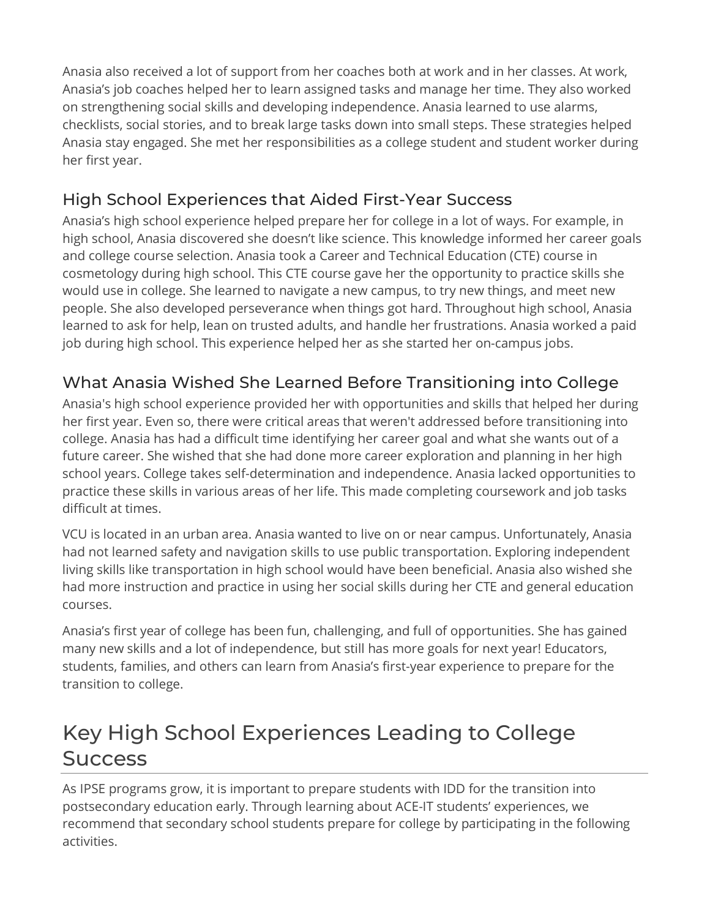Anasia also received a lot of support from her coaches both at work and in her classes. At work, Anasia's job coaches helped her to learn assigned tasks and manage her time. They also worked on strengthening social skills and developing independence. Anasia learned to use alarms, checklists, social stories, and to break large tasks down into small steps. These strategies helped Anasia stay engaged. She met her responsibilities as a college student and student worker during her first year.

### High School Experiences that Aided First-Year Success

Anasia's high school experience helped prepare her for college in a lot of ways. For example, in high school, Anasia discovered she doesn't like science. This knowledge informed her career goals and college course selection. Anasia took a Career and Technical Education (CTE) course in cosmetology during high school. This CTE course gave her the opportunity to practice skills she would use in college. She learned to navigate a new campus, to try new things, and meet new people. She also developed perseverance when things got hard. Throughout high school, Anasia learned to ask for help, lean on trusted adults, and handle her frustrations. Anasia worked a paid job during high school. This experience helped her as she started her on-campus jobs.

### What Anasia Wished She Learned Before Transitioning into College

Anasia's high school experience provided her with opportunities and skills that helped her during her first year. Even so, there were critical areas that weren't addressed before transitioning into college. Anasia has had a difficult time identifying her career goal and what she wants out of a future career. She wished that she had done more career exploration and planning in her high school years. College takes self-determination and independence. Anasia lacked opportunities to practice these skills in various areas of her life. This made completing coursework and job tasks difficult at times.

VCU is located in an urban area. Anasia wanted to live on or near campus. Unfortunately, Anasia had not learned safety and navigation skills to use public transportation. Exploring independent living skills like transportation in high school would have been beneficial. Anasia also wished she had more instruction and practice in using her social skills during her CTE and general education courses.

Anasia's first year of college has been fun, challenging, and full of opportunities. She has gained many new skills and a lot of independence, but still has more goals for next year! Educators, students, families, and others can learn from Anasia's first-year experience to prepare for the transition to college.

## Key High School Experiences Leading to College Success

As IPSE programs grow, it is important to prepare students with IDD for the transition into postsecondary education early. Through learning about ACE-IT students' experiences, we recommend that secondary school students prepare for college by participating in the following activities.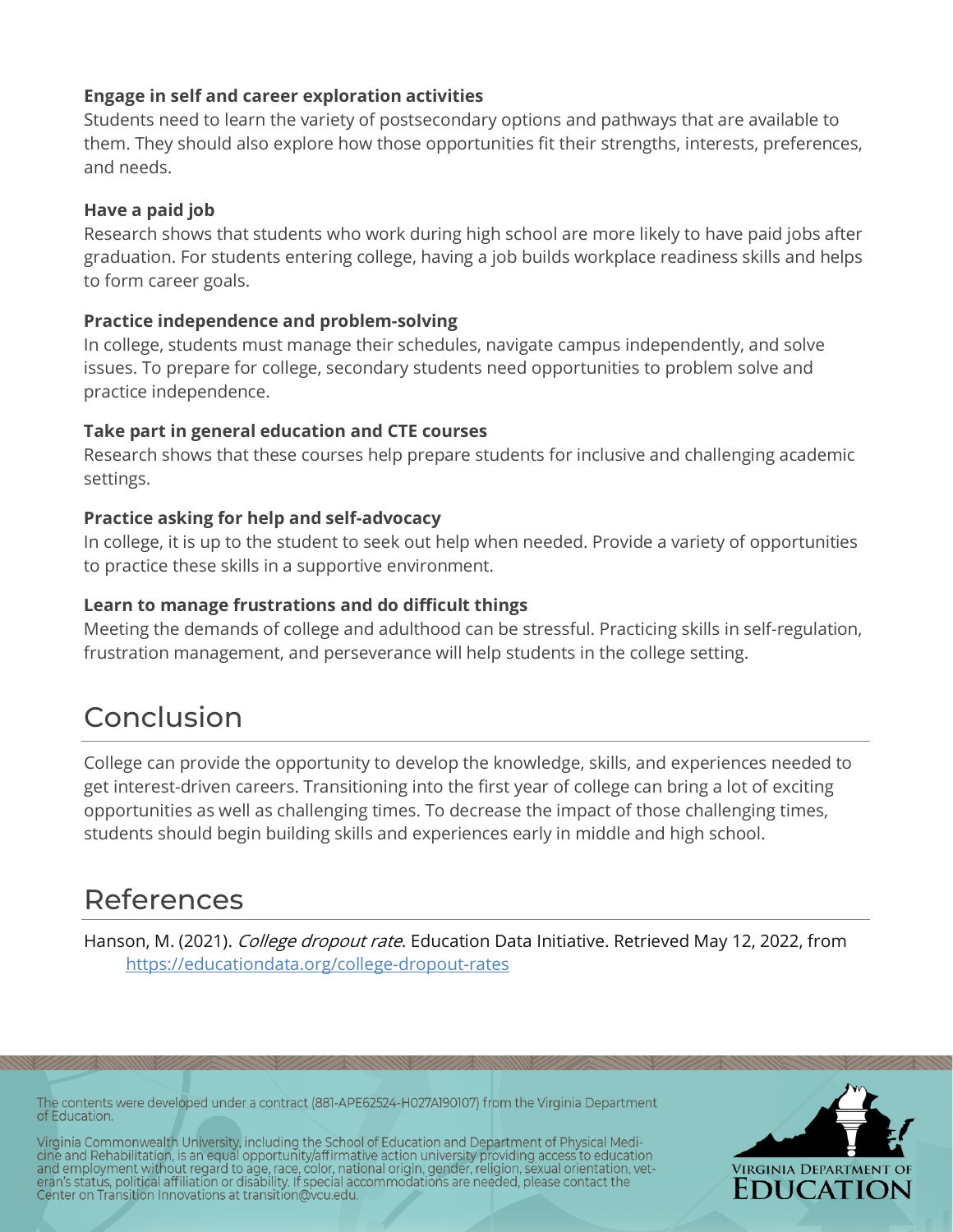**Engage in self and career exploration activities**

Students need to learn the variety of postsecondary options and pathways that are available to them. They should also explore how those opportunities fit their strengths, interests, preferences, and needs.

**Have a paid job**

Research shows that students who work during high school are more likely to have paid jobs after graduation. For students entering college, having a job builds workplace readiness skills and helps to form career goals.

**Practice independence and problem-solving**

In college, students must manage their schedules, navigate campus independently, and solve issues. To prepare for college, secondary students need opportunities to problem solve and practice independence.

**Take part in general education and CTE courses**

Research shows that these courses help prepare students for inclusive and challenging academic settings.

**Practice asking for help and self-advocacy**

In college, it is up to the student to seek out help when needed. Provide a variety of opportunities to practice these skills in a supportive environment.

**Learn to manage frustrations and do difficult things**

Meeting the demands of college and adulthood can be stressful. Practicing skills in self-regulation, frustration management, and perseverance will help students in the college setting.

## Conclusion

College can provide the opportunity to develop the knowledge, skills, and experiences needed to get interest-driven careers. Transitioning into the first year of college can bring a lot of exciting opportunities as well as challenging times. To decrease the impact of those challenging times, students should begin building skills and experiences early in middle and high school.

## References

Hanson, M. (2021). *College dropout rate*. Education Data Initiative. Retrieved May 12, 2022, from https://educationdata.org/college-dropout-rates

The contents were developed under a contract (881-APE62524-H027A190107) from the Virginia Department of Education.

Virginia Commonwealth University, including the School of Education and Department of Physical Medicine and Rehabilitation, is an equal opportunity/affirmative action university providing access to education and employment without regard to age, race, color, national origin, gender, religion, sexual orientation, veteran's status, political affiliation or disability. If special accommodations are needed, please contact the Center on Transition Innovations at transition@vcu.edu.

Virginia Department of Education